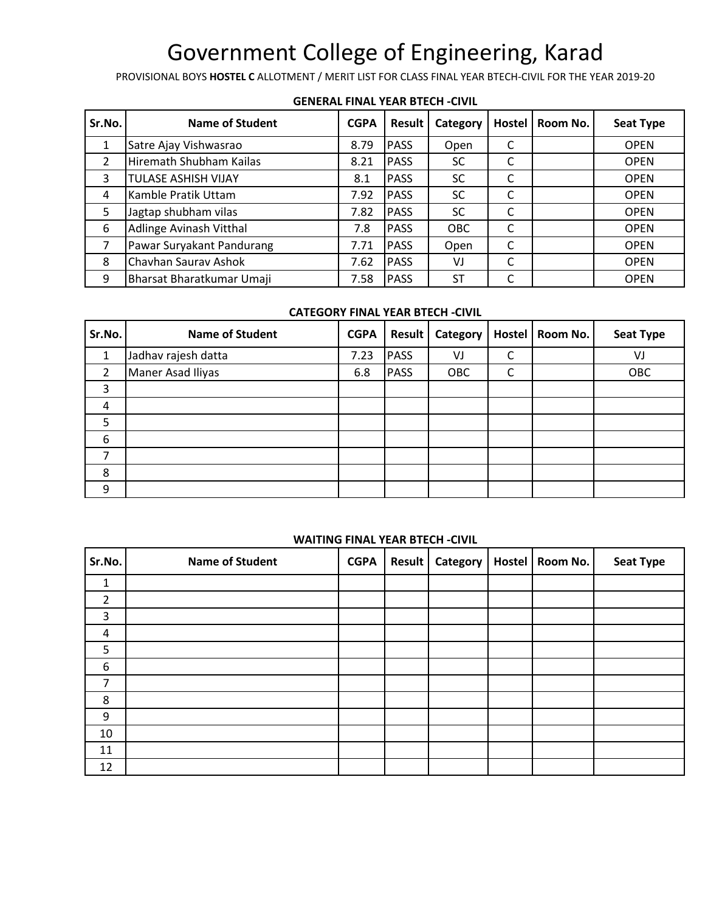# Government College of Engineering, Karad

PROVISIONAL BOYS **HOSTEL C** ALLOTMENT / MERIT LIST FOR CLASS FINAL YEAR BTECH-CIVIL FOR THE YEAR 2019-20

### GENERAL FINAL YEAR BTECH -CIVIL

| Sr.No. | Name of Student | CGPA | Result | Category | Hostel | Room No. | Seat Type |
|---|---|---|---|---|---|---|---|
| 1 | Satre Ajay Vishwasrao | 8.79 | PASS | Open | C | | OPEN |
| 2 | Hiremath Shubham Kailas | 8.21 | PASS | SC | C | | OPEN |
| 3 | TULASE ASHISH VIJAY | 8.1 | PASS | SC | C | | OPEN |
| 4 | Kamble Pratik Uttam | 7.92 | PASS | SC | C | | OPEN |
| 5 | Jagtap shubham vilas | 7.82 | PASS | SC | C | | OPEN |
| 6 | Adlinge Avinash Vitthal | 7.8 | PASS | OBC | C | | OPEN |
| 7 | Pawar Suryakant Pandurang | 7.71 | PASS | Open | C | | OPEN |
| 8 | Chavhan Saurav Ashok | 7.62 | PASS | VJ | C | | OPEN |
| 9 | Bharsat Bharatkumar Umaji | 7.58 | PASS | ST | C | | OPEN |

### CATEGORY FINAL YEAR BTECH -CIVIL

| Sr.No. | Name of Student | CGPA | Result | Category | Hostel | Room No. | Seat Type |
|---|---|---|---|---|---|---|---|
| 1 | Jadhav rajesh datta | 7.23 | PASS | VJ | C | | VJ |
| 2 | Maner Asad Iliyas | 6.8 | PASS | OBC | C | | OBC |
| 3 | | | | | | | |
| 4 | | | | | | | |
| 5 | | | | | | | |
| 6 | | | | | | | |
| 7 | | | | | | | |
| 8 | | | | | | | |
| 9 | | | | | | | |

### WAITING FINAL YEAR BTECH -CIVIL

| Sr.No. | Name of Student | CGPA | Result | Category | Hostel | Room No. | Seat Type |
|---|---|---|---|---|---|---|---|
| 1 | | | | | | | |
| 2 | | | | | | | |
| 3 | | | | | | | |
| 4 | | | | | | | |
| 5 | | | | | | | |
| 6 | | | | | | | |
| 7 | | | | | | | |
| 8 | | | | | | | |
| 9 | | | | | | | |
| 10 | | | | | | | |
| 11 | | | | | | | |
| 12 | | | | | | | |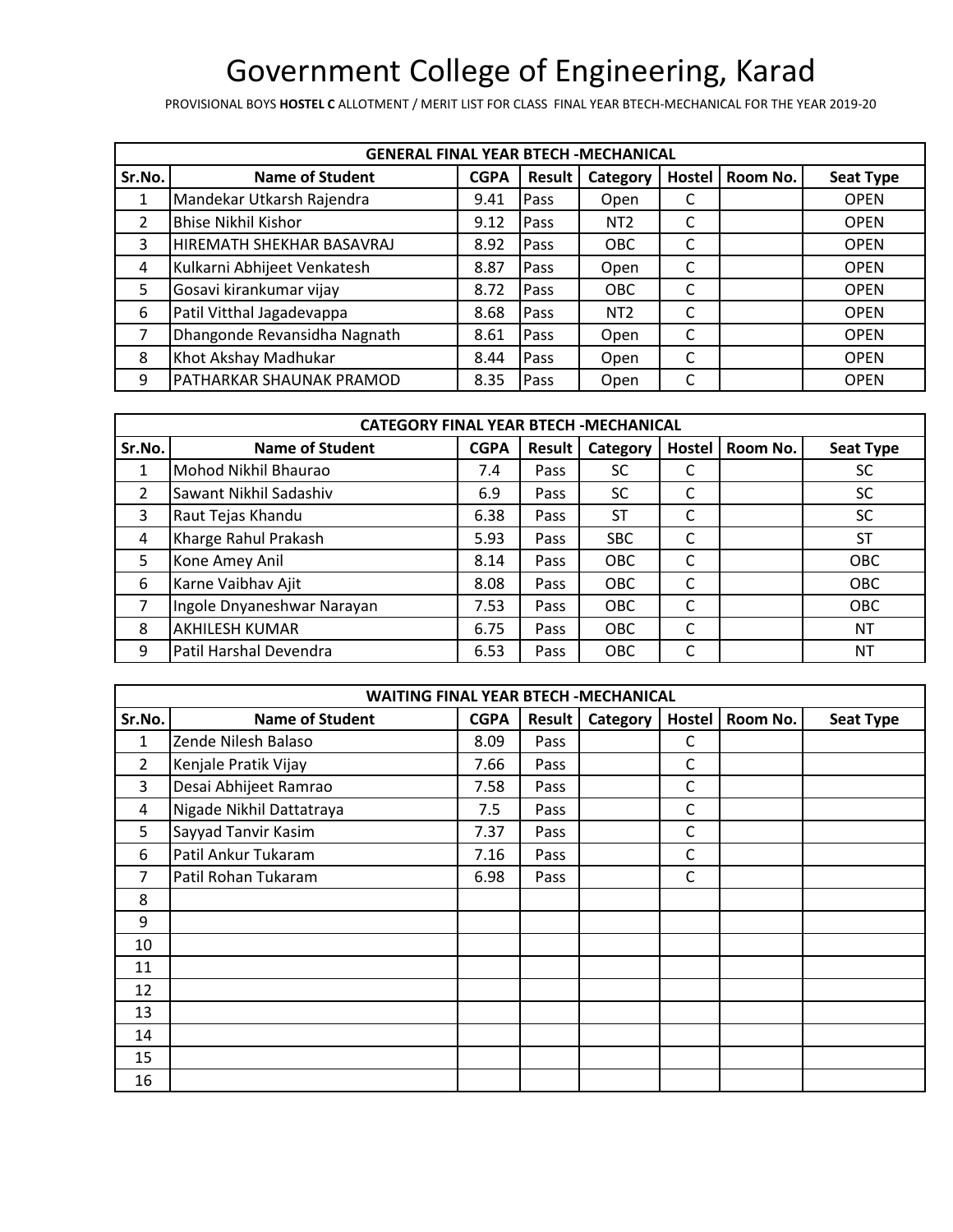# Government College of Engineering, Karad

PROVISIONAL BOYS **HOSTEL C** ALLOTMENT / MERIT LIST FOR CLASS FINAL YEAR BTECH-MECHANICAL FOR THE YEAR 2019-20

| GENERAL FINAL YEAR BTECH -MECHANICAL | | | | | | | |
|---|---|---|---|---|---|---|---|
| **Sr.No.** | **Name of Student** | **CGPA** | **Result** | **Category** | **Hostel** | **Room No.** | **Seat Type** |
| 1 | Mandekar Utkarsh Rajendra | 9.41 | Pass | Open | C | | OPEN |
| 2 | Bhise Nikhil Kishor | 9.12 | Pass | NT2 | C | | OPEN |
| 3 | HIREMATH SHEKHAR BASAVRAJ | 8.92 | Pass | OBC | C | | OPEN |
| 4 | Kulkarni Abhijeet Venkatesh | 8.87 | Pass | Open | C | | OPEN |
| 5 | Gosavi kirankumar vijay | 8.72 | Pass | OBC | C | | OPEN |
| 6 | Patil Vitthal Jagadevappa | 8.68 | Pass | NT2 | C | | OPEN |
| 7 | Dhangonde Revansidha Nagnath | 8.61 | Pass | Open | C | | OPEN |
| 8 | Khot Akshay Madhukar | 8.44 | Pass | Open | C | | OPEN |
| 9 | PATHARKAR SHAUNAK PRAMOD | 8.35 | Pass | Open | C | | OPEN |

| CATEGORY FINAL YEAR BTECH -MECHANICAL | | | | | | | |
|---|---|---|---|---|---|---|---|
| **Sr.No.** | **Name of Student** | **CGPA** | **Result** | **Category** | **Hostel** | **Room No.** | **Seat Type** |
| 1 | Mohod Nikhil Bhaurao | 7.4 | Pass | SC | C | | SC |
| 2 | Sawant Nikhil Sadashiv | 6.9 | Pass | SC | C | | SC |
| 3 | Raut Tejas Khandu | 6.38 | Pass | ST | C | | SC |
| 4 | Kharge Rahul Prakash | 5.93 | Pass | SBC | C | | ST |
| 5 | Kone Amey Anil | 8.14 | Pass | OBC | C | | OBC |
| 6 | Karne Vaibhav Ajit | 8.08 | Pass | OBC | C | | OBC |
| 7 | Ingole Dnyaneshwar Narayan | 7.53 | Pass | OBC | C | | OBC |
| 8 | AKHILESH KUMAR | 6.75 | Pass | OBC | C | | NT |
| 9 | Patil Harshal Devendra | 6.53 | Pass | OBC | C | | NT |

| WAITING FINAL YEAR BTECH -MECHANICAL | | | | | | | |
|---|---|---|---|---|---|---|---|
| **Sr.No.** | **Name of Student** | **CGPA** | **Result** | **Category** | **Hostel** | **Room No.** | **Seat Type** |
| 1 | Zende Nilesh Balaso | 8.09 | Pass | | C | | |
| 2 | Kenjale Pratik Vijay | 7.66 | Pass | | C | | |
| 3 | Desai Abhijeet Ramrao | 7.58 | Pass | | C | | |
| 4 | Nigade Nikhil Dattatraya | 7.5 | Pass | | C | | |
| 5 | Sayyad Tanvir Kasim | 7.37 | Pass | | C | | |
| 6 | Patil Ankur Tukaram | 7.16 | Pass | | C | | |
| 7 | Patil Rohan Tukaram | 6.98 | Pass | | C | | |
| 8 | | | | | | | |
| 9 | | | | | | | |
| 10 | | | | | | | |
| 11 | | | | | | | |
| 12 | | | | | | | |
| 13 | | | | | | | |
| 14 | | | | | | | |
| 15 | | | | | | | |
| 16 | | | | | | | |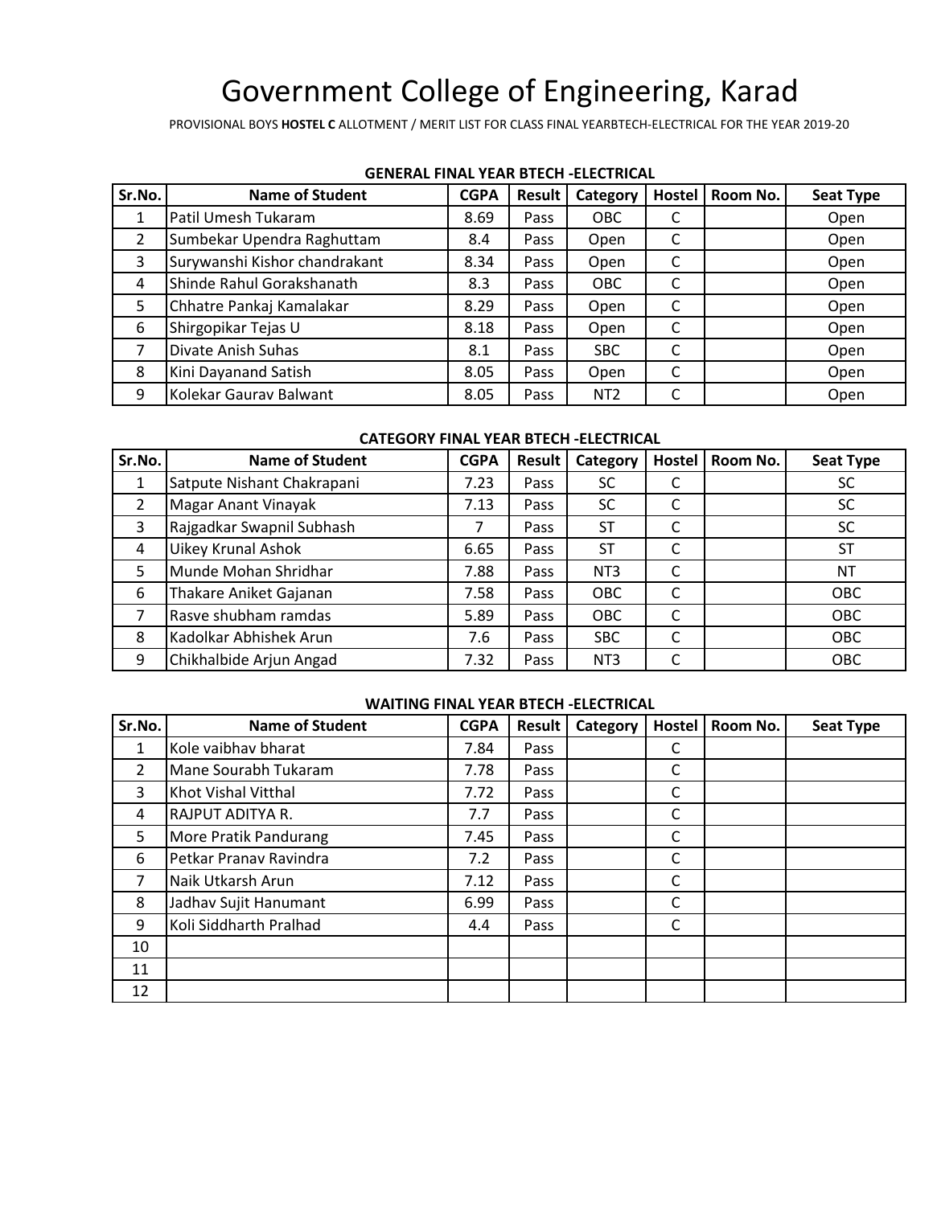# Government College of Engineering, Karad

PROVISIONAL BOYS **HOSTEL C** ALLOTMENT / MERIT LIST FOR CLASS FINAL YEARBTECH-ELECTRICAL FOR THE YEAR 2019-20

**GENERAL FINAL YEAR BTECH -ELECTRICAL**

| Sr.No. | Name of Student | CGPA | Result | Category | Hostel | Room No. | Seat Type |
|---|---|---|---|---|---|---|---|
| 1 | Patil Umesh Tukaram | 8.69 | Pass | OBC | C | | Open |
| 2 | Sumbekar Upendra Raghuttam | 8.4 | Pass | Open | C | | Open |
| 3 | Surywanshi Kishor chandrakant | 8.34 | Pass | Open | C | | Open |
| 4 | Shinde Rahul Gorakshanath | 8.3 | Pass | OBC | C | | Open |
| 5 | Chhatre Pankaj Kamalakar | 8.29 | Pass | Open | C | | Open |
| 6 | Shirgopikar Tejas U | 8.18 | Pass | Open | C | | Open |
| 7 | Divate Anish Suhas | 8.1 | Pass | SBC | C | | Open |
| 8 | Kini Dayanand Satish | 8.05 | Pass | Open | C | | Open |
| 9 | Kolekar Gaurav Balwant | 8.05 | Pass | NT2 | C | | Open |

**CATEGORY FINAL YEAR BTECH -ELECTRICAL**

| Sr.No. | Name of Student | CGPA | Result | Category | Hostel | Room No. | Seat Type |
|---|---|---|---|---|---|---|---|
| 1 | Satpute Nishant Chakrapani | 7.23 | Pass | SC | C | | SC |
| 2 | Magar Anant Vinayak | 7.13 | Pass | SC | C | | SC |
| 3 | Rajgadkar Swapnil Subhash | 7 | Pass | ST | C | | SC |
| 4 | Uikey Krunal Ashok | 6.65 | Pass | ST | C | | ST |
| 5 | Munde Mohan Shridhar | 7.88 | Pass | NT3 | C | | NT |
| 6 | Thakare Aniket Gajanan | 7.58 | Pass | OBC | C | | OBC |
| 7 | Rasve shubham ramdas | 5.89 | Pass | OBC | C | | OBC |
| 8 | Kadolkar Abhishek Arun | 7.6 | Pass | SBC | C | | OBC |
| 9 | Chikhalbide Arjun Angad | 7.32 | Pass | NT3 | C | | OBC |

**WAITING FINAL YEAR BTECH -ELECTRICAL**

| Sr.No. | Name of Student | CGPA | Result | Category | Hostel | Room No. | Seat Type |
|---|---|---|---|---|---|---|---|
| 1 | Kole vaibhav bharat | 7.84 | Pass | | C | | |
| 2 | Mane Sourabh Tukaram | 7.78 | Pass | | C | | |
| 3 | Khot Vishal Vitthal | 7.72 | Pass | | C | | |
| 4 | RAJPUT ADITYA R. | 7.7 | Pass | | C | | |
| 5 | More Pratik Pandurang | 7.45 | Pass | | C | | |
| 6 | Petkar Pranav Ravindra | 7.2 | Pass | | C | | |
| 7 | Naik Utkarsh Arun | 7.12 | Pass | | C | | |
| 8 | Jadhav Sujit Hanumant | 6.99 | Pass | | C | | |
| 9 | Koli Siddharth Pralhad | 4.4 | Pass | | C | | |
| 10 | | | | | | | |
| 11 | | | | | | | |
| 12 | | | | | | | |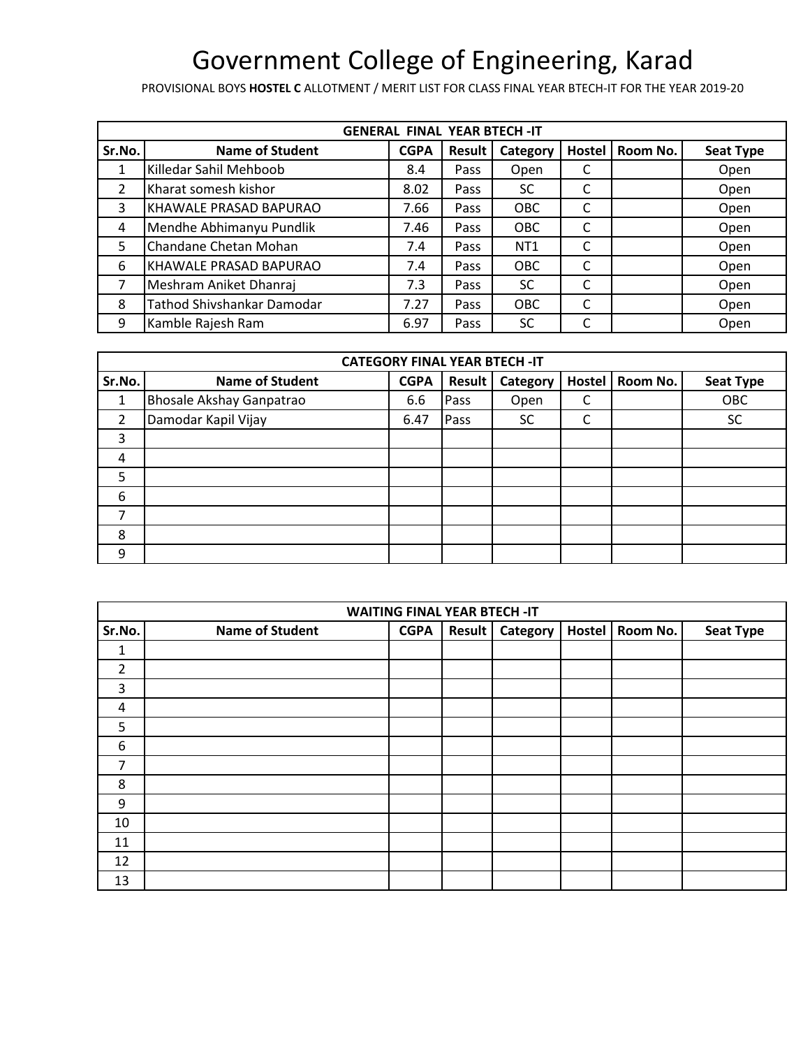# Government College of Engineering, Karad

PROVISIONAL BOYS **HOSTEL C** ALLOTMENT / MERIT LIST FOR CLASS FINAL YEAR BTECH-IT FOR THE YEAR 2019-20

| GENERAL FINAL YEAR BTECH -IT | | | | | | | |
|---|---|---|---|---|---|---|---|
| **Sr.No.** | **Name of Student** | **CGPA** | **Result** | **Category** | **Hostel** | **Room No.** | **Seat Type** |
| 1 | Killedar Sahil Mehboob | 8.4 | Pass | Open | C | | Open |
| 2 | Kharat somesh kishor | 8.02 | Pass | SC | C | | Open |
| 3 | KHAWALE PRASAD BAPURAO | 7.66 | Pass | OBC | C | | Open |
| 4 | Mendhe Abhimanyu Pundlik | 7.46 | Pass | OBC | C | | Open |
| 5 | Chandane Chetan Mohan | 7.4 | Pass | NT1 | C | | Open |
| 6 | KHAWALE PRASAD BAPURAO | 7.4 | Pass | OBC | C | | Open |
| 7 | Meshram Aniket Dhanraj | 7.3 | Pass | SC | C | | Open |
| 8 | Tathod Shivshankar Damodar | 7.27 | Pass | OBC | C | | Open |
| 9 | Kamble Rajesh Ram | 6.97 | Pass | SC | C | | Open |

| CATEGORY FINAL YEAR BTECH -IT | | | | | | | |
|---|---|---|---|---|---|---|---|
| **Sr.No.** | **Name of Student** | **CGPA** | **Result** | **Category** | **Hostel** | **Room No.** | **Seat Type** |
| 1 | Bhosale Akshay Ganpatrao | 6.6 | Pass | Open | C | | OBC |
| 2 | Damodar Kapil Vijay | 6.47 | Pass | SC | C | | SC |
| 3 | | | | | | | |
| 4 | | | | | | | |
| 5 | | | | | | | |
| 6 | | | | | | | |
| 7 | | | | | | | |
| 8 | | | | | | | |
| 9 | | | | | | | |

| WAITING FINAL YEAR BTECH -IT | | | | | | | |
|---|---|---|---|---|---|---|---|
| **Sr.No.** | **Name of Student** | **CGPA** | **Result** | **Category** | **Hostel** | **Room No.** | **Seat Type** |
| 1 | | | | | | | |
| 2 | | | | | | | |
| 3 | | | | | | | |
| 4 | | | | | | | |
| 5 | | | | | | | |
| 6 | | | | | | | |
| 7 | | | | | | | |
| 8 | | | | | | | |
| 9 | | | | | | | |
| 10 | | | | | | | |
| 11 | | | | | | | |
| 12 | | | | | | | |
| 13 | | | | | | | |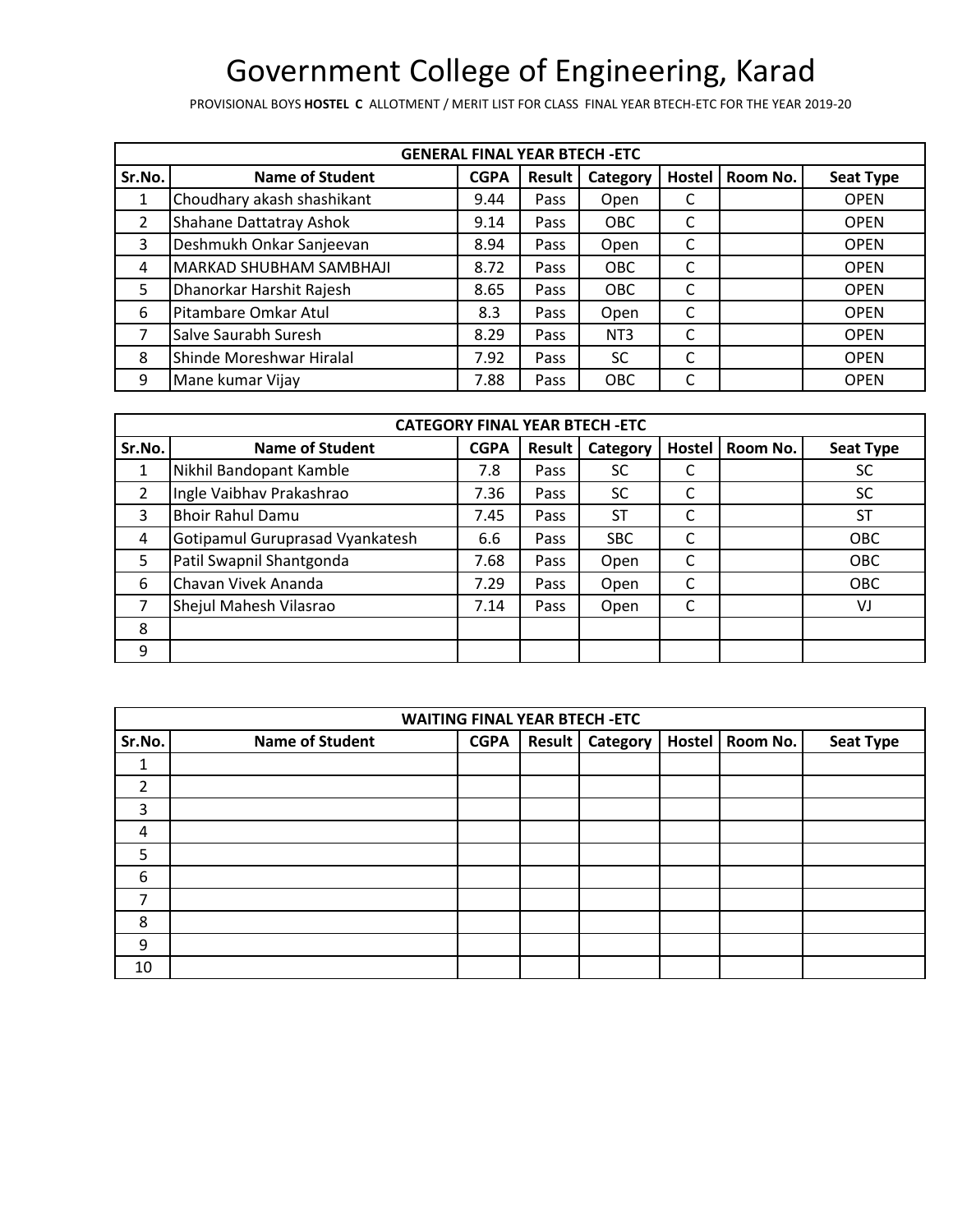# Government College of Engineering, Karad

PROVISIONAL BOYS **HOSTEL C** ALLOTMENT / MERIT LIST FOR CLASS FINAL YEAR BTECH-ETC FOR THE YEAR 2019-20

| GENERAL FINAL YEAR BTECH -ETC | | | | | | | |
|---|---|---|---|---|---|---|---|
| **Sr.No.** | **Name of Student** | **CGPA** | **Result** | **Category** | **Hostel** | **Room No.** | **Seat Type** |
| 1 | Choudhary akash shashikant | 9.44 | Pass | Open | C | | OPEN |
| 2 | Shahane Dattatray Ashok | 9.14 | Pass | OBC | C | | OPEN |
| 3 | Deshmukh Onkar Sanjeevan | 8.94 | Pass | Open | C | | OPEN |
| 4 | MARKAD SHUBHAM SAMBHAJI | 8.72 | Pass | OBC | C | | OPEN |
| 5 | Dhanorkar Harshit Rajesh | 8.65 | Pass | OBC | C | | OPEN |
| 6 | Pitambare Omkar Atul | 8.3 | Pass | Open | C | | OPEN |
| 7 | Salve Saurabh Suresh | 8.29 | Pass | NT3 | C | | OPEN |
| 8 | Shinde Moreshwar Hiralal | 7.92 | Pass | SC | C | | OPEN |
| 9 | Mane kumar Vijay | 7.88 | Pass | OBC | C | | OPEN |

| CATEGORY FINAL YEAR BTECH -ETC | | | | | | | |
|---|---|---|---|---|---|---|---|
| **Sr.No.** | **Name of Student** | **CGPA** | **Result** | **Category** | **Hostel** | **Room No.** | **Seat Type** |
| 1 | Nikhil Bandopant Kamble | 7.8 | Pass | SC | C | | SC |
| 2 | Ingle Vaibhav Prakashrao | 7.36 | Pass | SC | C | | SC |
| 3 | Bhoir Rahul Damu | 7.45 | Pass | ST | C | | ST |
| 4 | Gotipamul Guruprasad Vyankatesh | 6.6 | Pass | SBC | C | | OBC |
| 5 | Patil Swapnil Shantgonda | 7.68 | Pass | Open | C | | OBC |
| 6 | Chavan Vivek Ananda | 7.29 | Pass | Open | C | | OBC |
| 7 | Shejul Mahesh Vilasrao | 7.14 | Pass | Open | C | | VJ |
| 8 | | | | | | | |
| 9 | | | | | | | |

| WAITING FINAL YEAR BTECH -ETC | | | | | | | |
|---|---|---|---|---|---|---|---|
| **Sr.No.** | **Name of Student** | **CGPA** | **Result** | **Category** | **Hostel** | **Room No.** | **Seat Type** |
| 1 | | | | | | | |
| 2 | | | | | | | |
| 3 | | | | | | | |
| 4 | | | | | | | |
| 5 | | | | | | | |
| 6 | | | | | | | |
| 7 | | | | | | | |
| 8 | | | | | | | |
| 9 | | | | | | | |
| 10 | | | | | | | |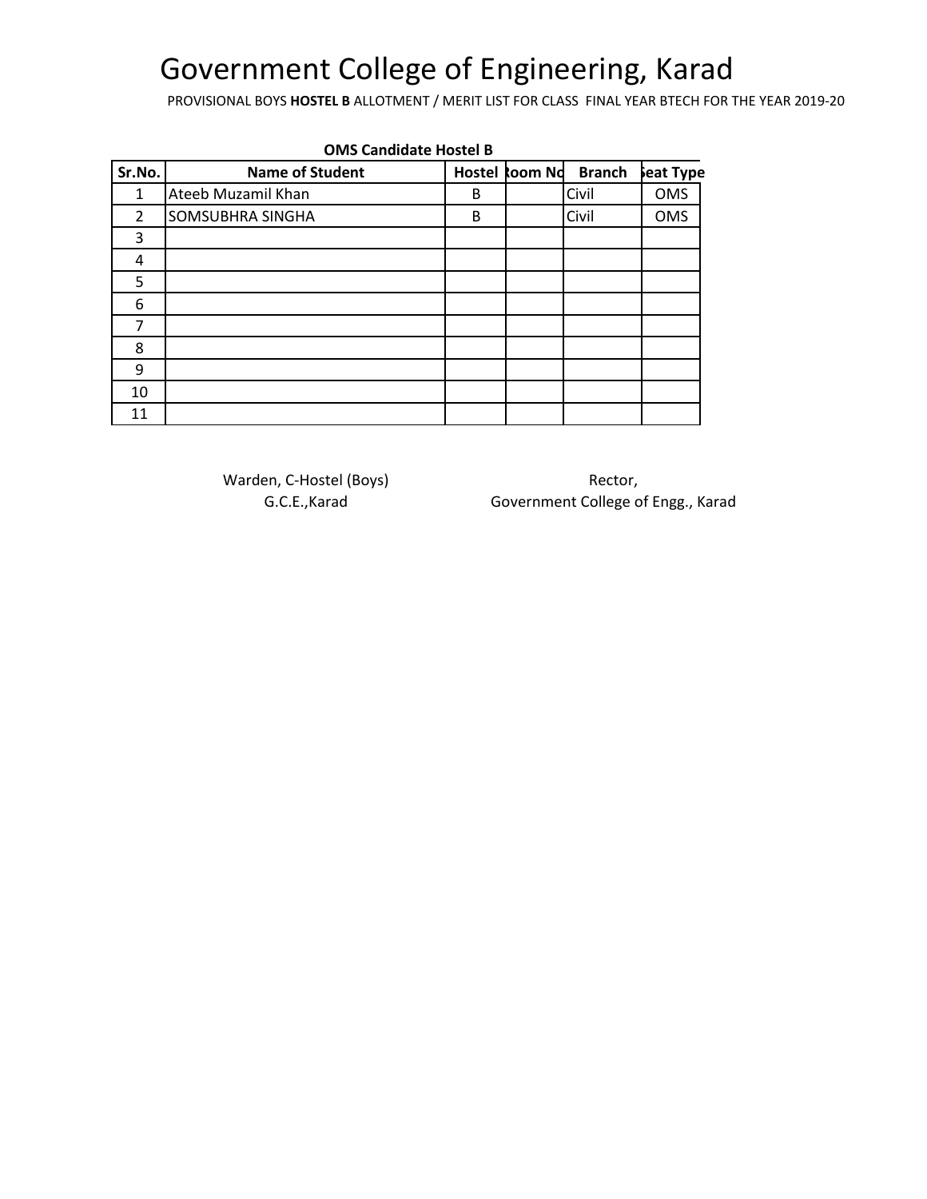# Government College of Engineering, Karad

PROVISIONAL BOYS **HOSTEL B** ALLOTMENT / MERIT LIST FOR CLASS FINAL YEAR BTECH FOR THE YEAR 2019-20

**OMS Candidate Hostel B**

| Sr.No. | Name of Student | Hostel | Room No | Branch | Seat Type |
|---|---|---|---|---|---|
| 1 | Ateeb Muzamil Khan | B | | Civil | OMS |
| 2 | SOMSUBHRA SINGHA | B | | Civil | OMS |
| 3 | | | | | |
| 4 | | | | | |
| 5 | | | | | |
| 6 | | | | | |
| 7 | | | | | |
| 8 | | | | | |
| 9 | | | | | |
| 10 | | | | | |
| 11 | | | | | |

Warden, C-Hostel (Boys)
G.C.E.,Karad

Rector,
Government College of Engg., Karad